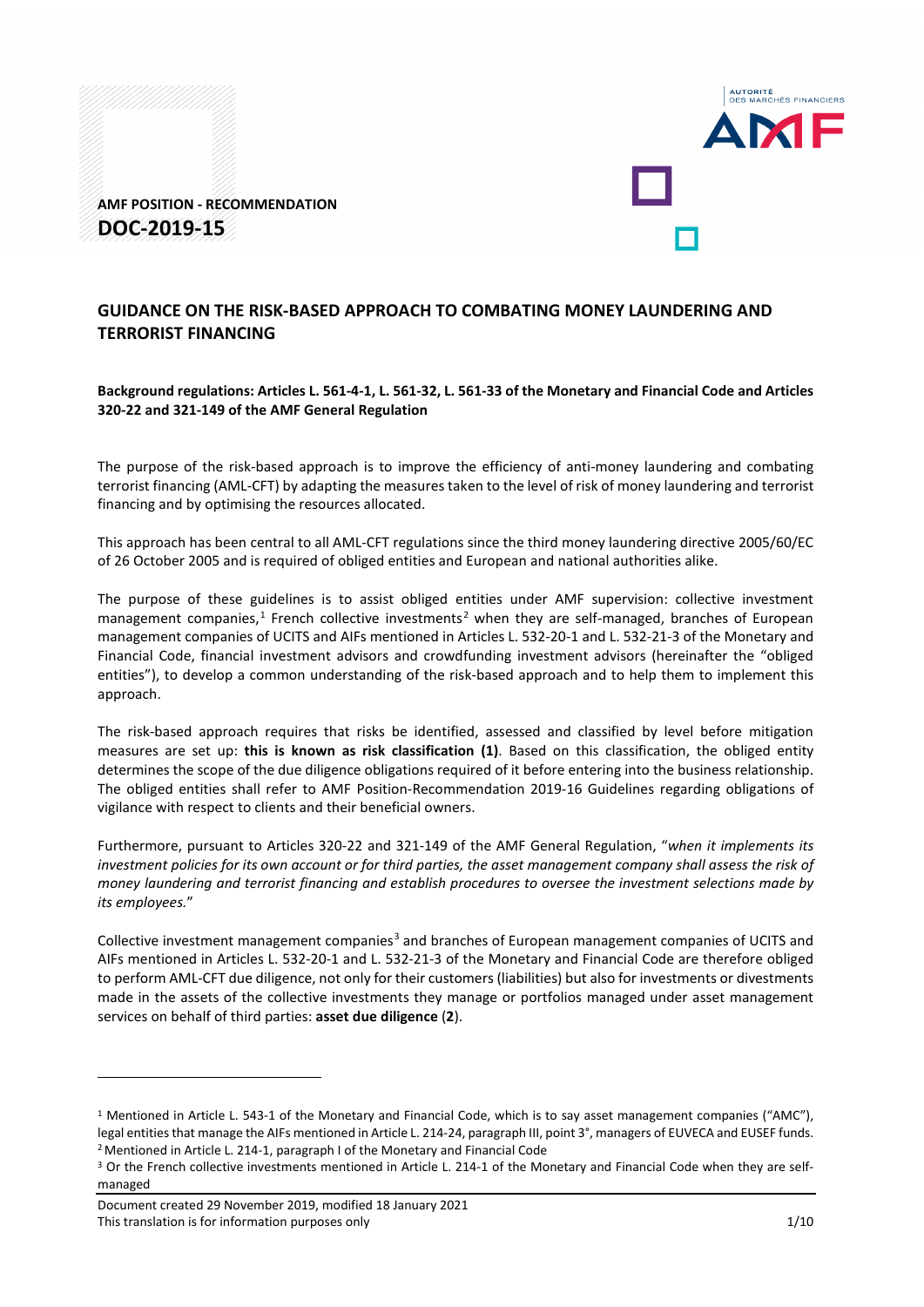AMF POSITION - RECOMMENDATION

# DOC-2019-15

## GUIDANCE ON THE RISK-BASED APPROACH TO COMBATING MONEY LAUNDERING AND TERRORIST FINANCING

**Background regulations: Articles L. 561-4-1, L. 561-32, L. 561-33 of the Monetary and Financial Code and Articles 320-22 and 321-149 of the AMF General Regulation**

The purpose of the risk-based approach is to improve the efficiency of anti-money laundering and combating terrorist financing (AML-CFT) by adapting the measures taken to the level of risk of money laundering and terrorist financing and by optimising the resources allocated.

This approach has been central to all AML-CFT regulations since the third money laundering directive 2005/60/EC of 26 October 2005 and is required of obliged entities and European and national authorities alike.

The purpose of these guidelines is to assist obliged entities under AMF supervision: collective investment management companies,[1] French collective investments[2] when they are self-managed, branches of European management companies of UCITS and AIFs mentioned in Articles L. 532-20-1 and L. 532-21-3 of the Monetary and Financial Code, financial investment advisors and crowdfunding investment advisors (hereinafter the "obliged entities"), to develop a common understanding of the risk-based approach and to help them to implement this approach.

The risk-based approach requires that risks be identified, assessed and classified by level before mitigation measures are set up: **this is known as risk classification (1)**. Based on this classification, the obliged entity determines the scope of the due diligence obligations required of it before entering into the business relationship. The obliged entities shall refer to AMF Position-Recommendation 2019-16 Guidelines regarding obligations of vigilance with respect to clients and their beneficial owners.

Furthermore, pursuant to Articles 320-22 and 321-149 of the AMF General Regulation, "*when it implements its investment policies for its own account or for third parties, the asset management company shall assess the risk of money laundering and terrorist financing and establish procedures to oversee the investment selections made by its employees.*"

Collective investment management companies[3] and branches of European management companies of UCITS and AIFs mentioned in Articles L. 532-20-1 and L. 532-21-3 of the Monetary and Financial Code are therefore obliged to perform AML-CFT due diligence, not only for their customers (liabilities) but also for investments or divestments made in the assets of the collective investments they manage or portfolios managed under asset management services on behalf of third parties: **asset due diligence** (**2**).

---

[1] Mentioned in Article L. 543-1 of the Monetary and Financial Code, which is to say asset management companies ("AMC"), legal entities that manage the AIFs mentioned in Article L. 214-24, paragraph III, point 3°, managers of EUVECA and EUSEF funds.

[2] Mentioned in Article L. 214-1, paragraph I of the Monetary and Financial Code

[3] Or the French collective investments mentioned in Article L. 214-1 of the Monetary and Financial Code when they are self-managed

Document created 29 November 2019, modified 18 January 2021
This translation is for information purposes only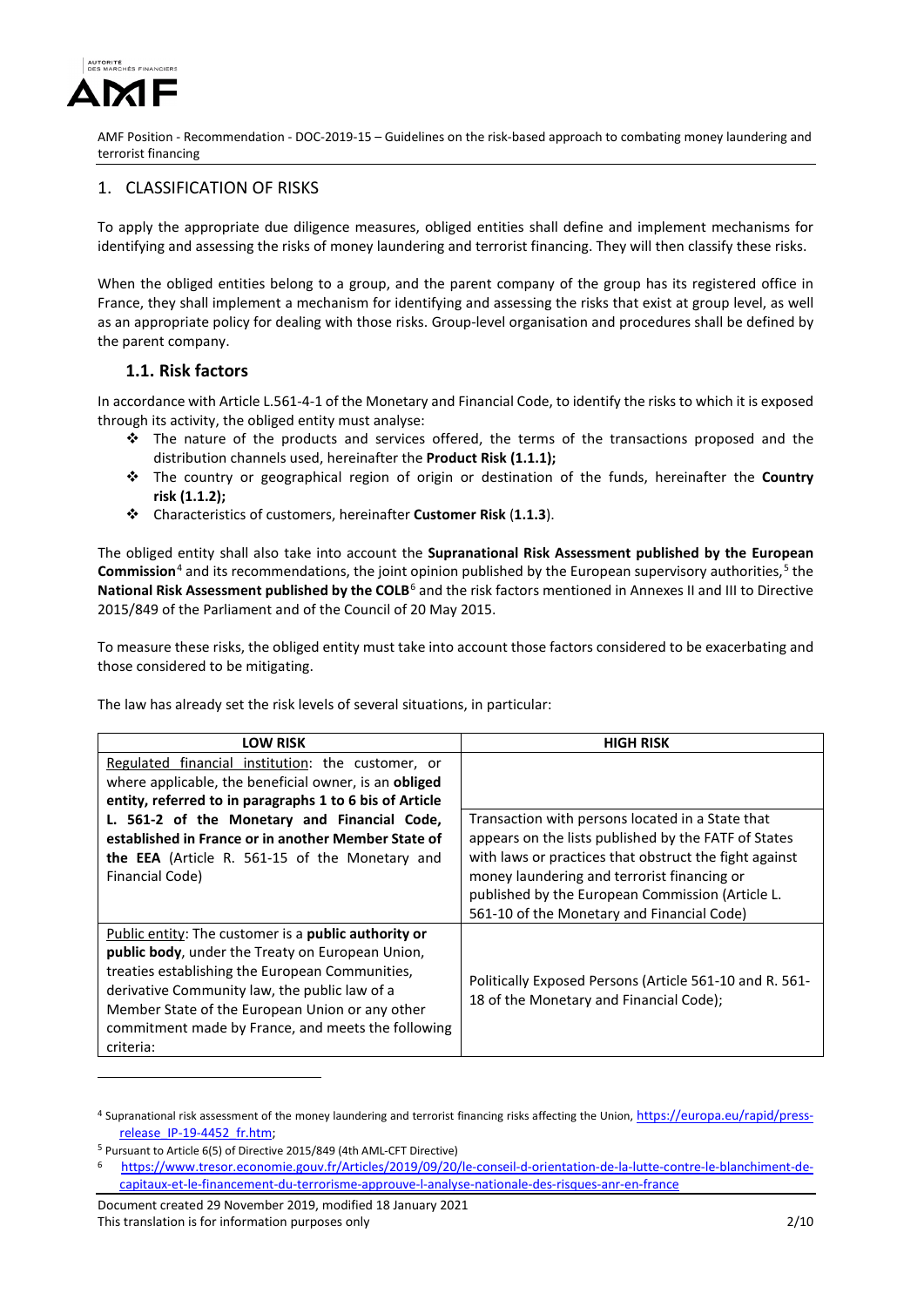## 1. CLASSIFICATION OF RISKS

To apply the appropriate due diligence measures, obliged entities shall define and implement mechanisms for identifying and assessing the risks of money laundering and terrorist financing. They will then classify these risks.

When the obliged entities belong to a group, and the parent company of the group has its registered office in France, they shall implement a mechanism for identifying and assessing the risks that exist at group level, as well as an appropriate policy for dealing with those risks. Group-level organisation and procedures shall be defined by the parent company.

### 1.1. Risk factors

In accordance with Article L.561-4-1 of the Monetary and Financial Code, to identify the risks to which it is exposed through its activity, the obliged entity must analyse:

- The nature of the products and services offered, the terms of the transactions proposed and the distribution channels used, hereinafter the **Product Risk (1.1.1);**
- The country or geographical region of origin or destination of the funds, hereinafter the **Country risk (1.1.2);**
- Characteristics of customers, hereinafter **Customer Risk** (**1.1.3**).

The obliged entity shall also take into account the **Supranational Risk Assessment published by the European Commission**[4] and its recommendations, the joint opinion published by the European supervisory authorities,[5] the **National Risk Assessment published by the COLB**[6] and the risk factors mentioned in Annexes II and III to Directive 2015/849 of the Parliament and of the Council of 20 May 2015.

To measure these risks, the obliged entity must take into account those factors considered to be exacerbating and those considered to be mitigating.

The law has already set the risk levels of several situations, in particular:

| LOW RISK | HIGH RISK |
| --- | --- |
| Regulated financial institution: the customer, or where applicable, the beneficial owner, is an **obliged entity, referred to in paragraphs 1 to 6 bis of Article L. 561-2 of the Monetary and Financial Code, established in France or in another Member State of the EEA** (Article R. 561-15 of the Monetary and Financial Code) | Transaction with persons located in a State that appears on the lists published by the FATF of States with laws or practices that obstruct the fight against money laundering and terrorist financing or published by the European Commission (Article L. 561-10 of the Monetary and Financial Code) |
| Public entity: The customer is a **public authority or public body**, under the Treaty on European Union, treaties establishing the European Communities, derivative Community law, the public law of a Member State of the European Union or any other commitment made by France, and meets the following criteria: | Politically Exposed Persons (Article 561-10 and R. 561-18 of the Monetary and Financial Code); |

[4] Supranational risk assessment of the money laundering and terrorist financing risks affecting the Union, https://europa.eu/rapid/press-release_IP-19-4452_fr.htm;

[5] Pursuant to Article 6(5) of Directive 2015/849 (4th AML-CFT Directive)

[6] https://www.tresor.economie.gouv.fr/Articles/2019/09/20/le-conseil-d-orientation-de-la-lutte-contre-le-blanchiment-de-capitaux-et-le-financement-du-terrorisme-approuve-l-analyse-nationale-des-risques-anr-en-france

Document created 29 November 2019, modified 18 January 2021
This translation is for information purposes only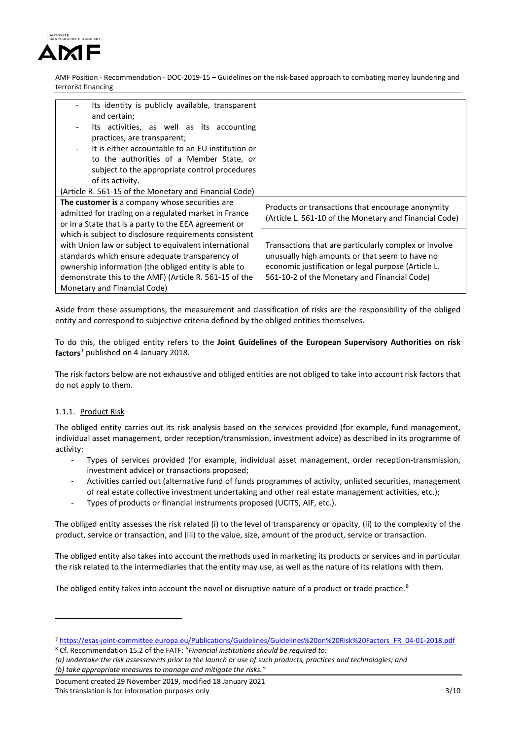| | |
|---|---|
| - Its identity is publicly available, transparent and certain;<br>- Its activities, as well as its accounting practices, are transparent;<br>- It is either accountable to an EU institution or to the authorities of a Member State, or subject to the appropriate control procedures of its activity.<br>(Article R. 561-15 of the Monetary and Financial Code) | |
| **The customer is** a company whose securities are admitted for trading on a regulated market in France or in a State that is a party to the EEA agreement or which is subject to disclosure requirements consistent with Union law or subject to equivalent international standards which ensure adequate transparency of ownership information (the obliged entity is able to demonstrate this to the AMF) (Article R. 561-15 of the Monetary and Financial Code) | Products or transactions that encourage anonymity (Article L. 561-10 of the Monetary and Financial Code)<br><br>Transactions that are particularly complex or involve unusually high amounts or that seem to have no economic justification or legal purpose (Article L. 561-10-2 of the Monetary and Financial Code) |

Aside from these assumptions, the measurement and classification of risks are the responsibility of the obliged entity and correspond to subjective criteria defined by the obliged entities themselves.

To do this, the obliged entity refers to the **Joint Guidelines of the European Supervisory Authorities on risk factors**[7] published on 4 January 2018.

The risk factors below are not exhaustive and obliged entities are not obliged to take into account risk factors that do not apply to them.

#### 1.1.1. Product Risk

The obliged entity carries out its risk analysis based on the services provided (for example, fund management, individual asset management, order reception/transmission, investment advice) as described in its programme of activity:

- Types of services provided (for example, individual asset management, order reception-transmission, investment advice) or transactions proposed;
- Activities carried out (alternative fund of funds programmes of activity, unlisted securities, management of real estate collective investment undertaking and other real estate management activities, etc.);
- Types of products or financial instruments proposed (UCITS, AIF, etc.).

The obliged entity assesses the risk related (i) to the level of transparency or opacity, (ii) to the complexity of the product, service or transaction, and (iii) to the value, size, amount of the product, service or transaction.

The obliged entity also takes into account the methods used in marketing its products or services and in particular the risk related to the intermediaries that the entity may use, as well as the nature of its relations with them.

The obliged entity takes into account the novel or disruptive nature of a product or trade practice.[8]

---

[7] https://esas-joint-committee.europa.eu/Publications/Guidelines/Guidelines%20on%20Risk%20Factors_FR_04-01-2018.pdf

[8] Cf. Recommendation 15.2 of the FATF: "*Financial institutions should be required to:*
*(a) undertake the risk assessments prior to the launch or use of such products, practices and technologies; and*
*(b) take appropriate measures to manage and mitigate the risks.*"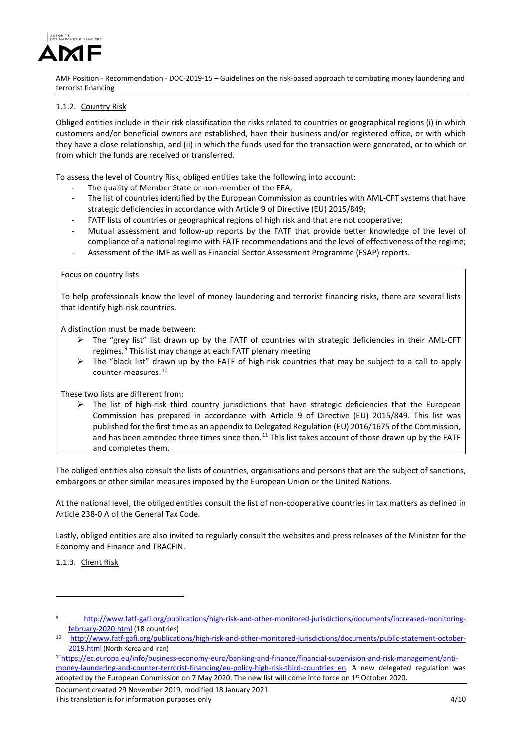### 1.1.2. Country Risk

Obliged entities include in their risk classification the risks related to countries or geographical regions (i) in which customers and/or beneficial owners are established, have their business and/or registered office, or with which they have a close relationship, and (ii) in which the funds used for the transaction were generated, or to which or from which the funds are received or transferred.

To assess the level of Country Risk, obliged entities take the following into account:

- The quality of Member State or non-member of the EEA,
- The list of countries identified by the European Commission as countries with AML-CFT systems that have strategic deficiencies in accordance with Article 9 of Directive (EU) 2015/849;
- FATF lists of countries or geographical regions of high risk and that are not cooperative;
- Mutual assessment and follow-up reports by the FATF that provide better knowledge of the level of compliance of a national regime with FATF recommendations and the level of effectiveness of the regime;
- Assessment of the IMF as well as Financial Sector Assessment Programme (FSAP) reports.

> Focus on country lists
>
> To help professionals know the level of money laundering and terrorist financing risks, there are several lists that identify high-risk countries.
>
> A distinction must be made between:
>
> - The "grey list" drawn up by the FATF of countries with strategic deficiencies in their AML-CFT regimes.[9] This list may change at each FATF plenary meeting
> - The "black list" drawn up by the FATF of high-risk countries that may be subject to a call to apply counter-measures.[10]
>
> These two lists are different from:
>
> - The list of high-risk third country jurisdictions that have strategic deficiencies that the European Commission has prepared in accordance with Article 9 of Directive (EU) 2015/849. This list was published for the first time as an appendix to Delegated Regulation (EU) 2016/1675 of the Commission, and has been amended three times since then.[11] This list takes account of those drawn up by the FATF and completes them.

The obliged entities also consult the lists of countries, organisations and persons that are the subject of sanctions, embargoes or other similar measures imposed by the European Union or the United Nations.

At the national level, the obliged entities consult the list of non-cooperative countries in tax matters as defined in Article 238-0 A of the General Tax Code.

Lastly, obliged entities are also invited to regularly consult the websites and press releases of the Minister for the Economy and Finance and TRACFIN.

### 1.1.3. Client Risk

---

[9] http://www.fatf-gafi.org/publications/high-risk-and-other-monitored-jurisdictions/documents/increased-monitoring-february-2020.html (18 countries)

[10] http://www.fatf-gafi.org/publications/high-risk-and-other-monitored-jurisdictions/documents/public-statement-october-2019.html (North Korea and Iran)

[11] https://ec.europa.eu/info/business-economy-euro/banking-and-finance/financial-supervision-and-risk-management/anti-money-laundering-and-counter-terrorist-financing/eu-policy-high-risk-third-countries_en. A new delegated regulation was adopted by the European Commission on 7 May 2020. The new list will come into force on 1st October 2020.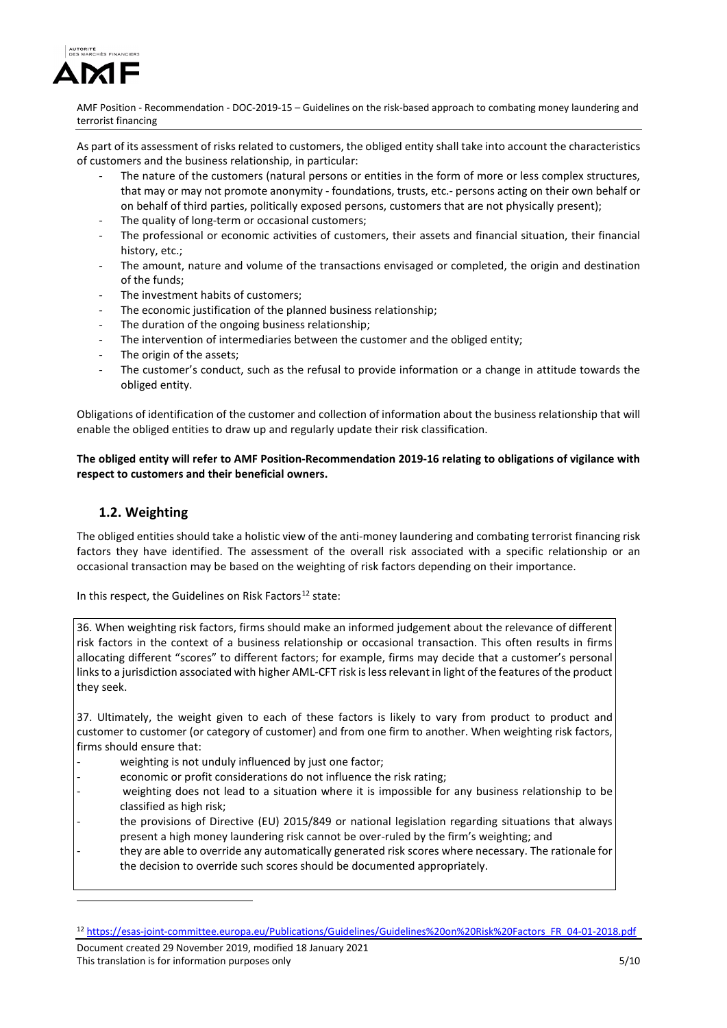As part of its assessment of risks related to customers, the obliged entity shall take into account the characteristics of customers and the business relationship, in particular:

- The nature of the customers (natural persons or entities in the form of more or less complex structures, that may or may not promote anonymity - foundations, trusts, etc.- persons acting on their own behalf or on behalf of third parties, politically exposed persons, customers that are not physically present);
- The quality of long-term or occasional customers;
- The professional or economic activities of customers, their assets and financial situation, their financial history, etc.;
- The amount, nature and volume of the transactions envisaged or completed, the origin and destination of the funds;
- The investment habits of customers;
- The economic justification of the planned business relationship;
- The duration of the ongoing business relationship;
- The intervention of intermediaries between the customer and the obliged entity;
- The origin of the assets;
- The customer's conduct, such as the refusal to provide information or a change in attitude towards the obliged entity.

Obligations of identification of the customer and collection of information about the business relationship that will enable the obliged entities to draw up and regularly update their risk classification.

**The obliged entity will refer to AMF Position-Recommendation 2019-16 relating to obligations of vigilance with respect to customers and their beneficial owners.**

## 1.2. Weighting

The obliged entities should take a holistic view of the anti-money laundering and combating terrorist financing risk factors they have identified. The assessment of the overall risk associated with a specific relationship or an occasional transaction may be based on the weighting of risk factors depending on their importance.

In this respect, the Guidelines on Risk Factors[12] state:

> 36. When weighting risk factors, firms should make an informed judgement about the relevance of different risk factors in the context of a business relationship or occasional transaction. This often results in firms allocating different "scores" to different factors; for example, firms may decide that a customer's personal links to a jurisdiction associated with higher AML-CFT risk is less relevant in light of the features of the product they seek.
>
> 37. Ultimately, the weight given to each of these factors is likely to vary from product to product and customer to customer (or category of customer) and from one firm to another. When weighting risk factors, firms should ensure that:
>
> - weighting is not unduly influenced by just one factor;
> - economic or profit considerations do not influence the risk rating;
> - weighting does not lead to a situation where it is impossible for any business relationship to be classified as high risk;
> - the provisions of Directive (EU) 2015/849 or national legislation regarding situations that always present a high money laundering risk cannot be over-ruled by the firm's weighting; and
> - they are able to override any automatically generated risk scores where necessary. The rationale for the decision to override such scores should be documented appropriately.

[12] https://esas-joint-committee.europa.eu/Publications/Guidelines/Guidelines%20on%20Risk%20Factors_FR_04-01-2018.pdf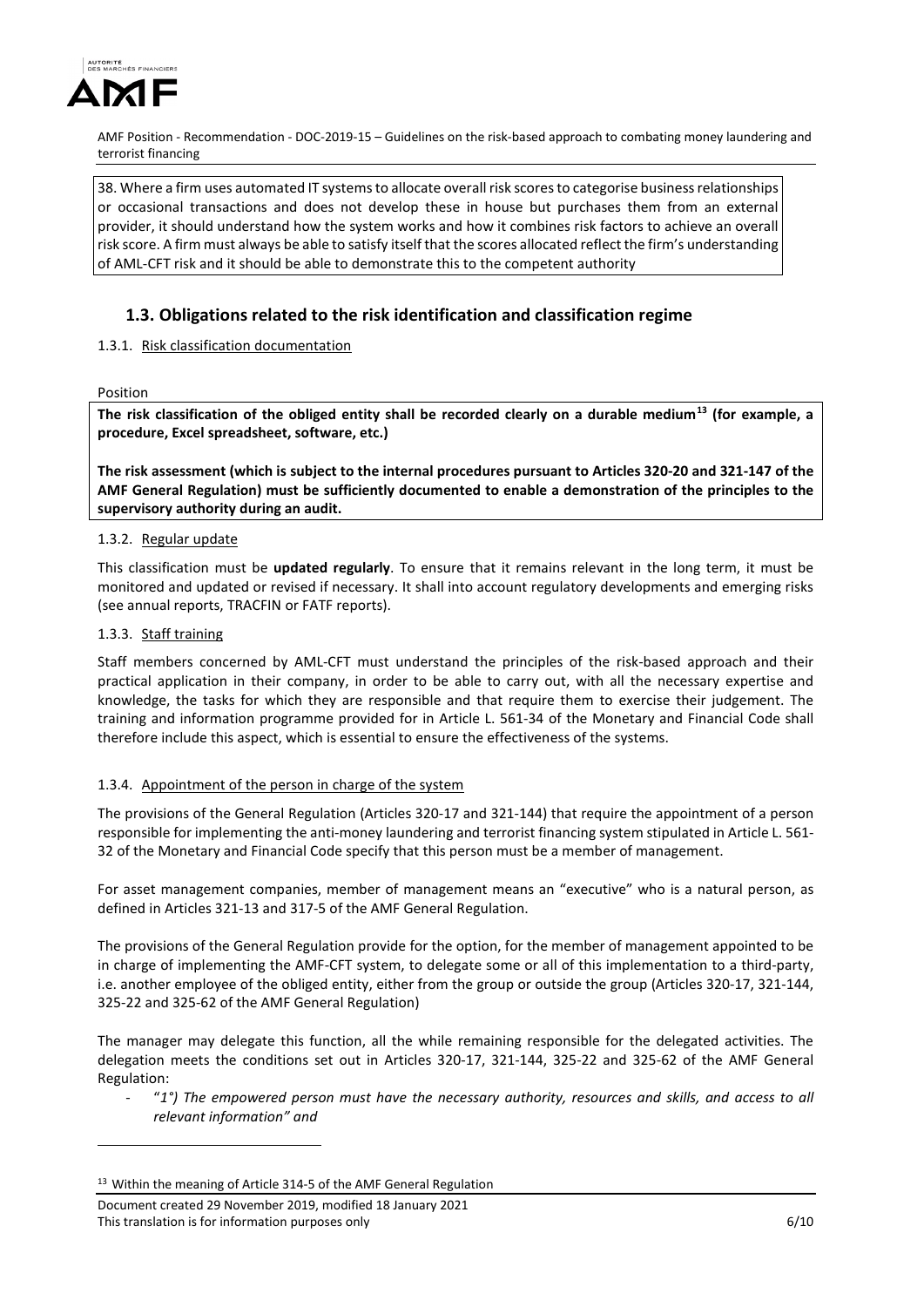38. Where a firm uses automated IT systems to allocate overall risk scores to categorise business relationships or occasional transactions and does not develop these in house but purchases them from an external provider, it should understand how the system works and how it combines risk factors to achieve an overall risk score. A firm must always be able to satisfy itself that the scores allocated reflect the firm's understanding of AML-CFT risk and it should be able to demonstrate this to the competent authority

## 1.3. Obligations related to the risk identification and classification regime

### 1.3.1. Risk classification documentation

Position

**The risk classification of the obliged entity shall be recorded clearly on a durable medium[13] (for example, a procedure, Excel spreadsheet, software, etc.)**

**The risk assessment (which is subject to the internal procedures pursuant to Articles 320-20 and 321-147 of the AMF General Regulation) must be sufficiently documented to enable a demonstration of the principles to the supervisory authority during an audit.**

### 1.3.2. Regular update

This classification must be **updated regularly**. To ensure that it remains relevant in the long term, it must be monitored and updated or revised if necessary. It shall into account regulatory developments and emerging risks (see annual reports, TRACFIN or FATF reports).

### 1.3.3. Staff training

Staff members concerned by AML-CFT must understand the principles of the risk-based approach and their practical application in their company, in order to be able to carry out, with all the necessary expertise and knowledge, the tasks for which they are responsible and that require them to exercise their judgement. The training and information programme provided for in Article L. 561-34 of the Monetary and Financial Code shall therefore include this aspect, which is essential to ensure the effectiveness of the systems.

### 1.3.4. Appointment of the person in charge of the system

The provisions of the General Regulation (Articles 320-17 and 321-144) that require the appointment of a person responsible for implementing the anti-money laundering and terrorist financing system stipulated in Article L. 561-32 of the Monetary and Financial Code specify that this person must be a member of management.

For asset management companies, member of management means an "executive" who is a natural person, as defined in Articles 321-13 and 317-5 of the AMF General Regulation.

The provisions of the General Regulation provide for the option, for the member of management appointed to be in charge of implementing the AMF-CFT system, to delegate some or all of this implementation to a third-party, i.e. another employee of the obliged entity, either from the group or outside the group (Articles 320-17, 321-144, 325-22 and 325-62 of the AMF General Regulation)

The manager may delegate this function, all the while remaining responsible for the delegated activities. The delegation meets the conditions set out in Articles 320-17, 321-144, 325-22 and 325-62 of the AMF General Regulation:

- "*1°) The empowered person must have the necessary authority, resources and skills, and access to all relevant information*" and

[13] Within the meaning of Article 314-5 of the AMF General Regulation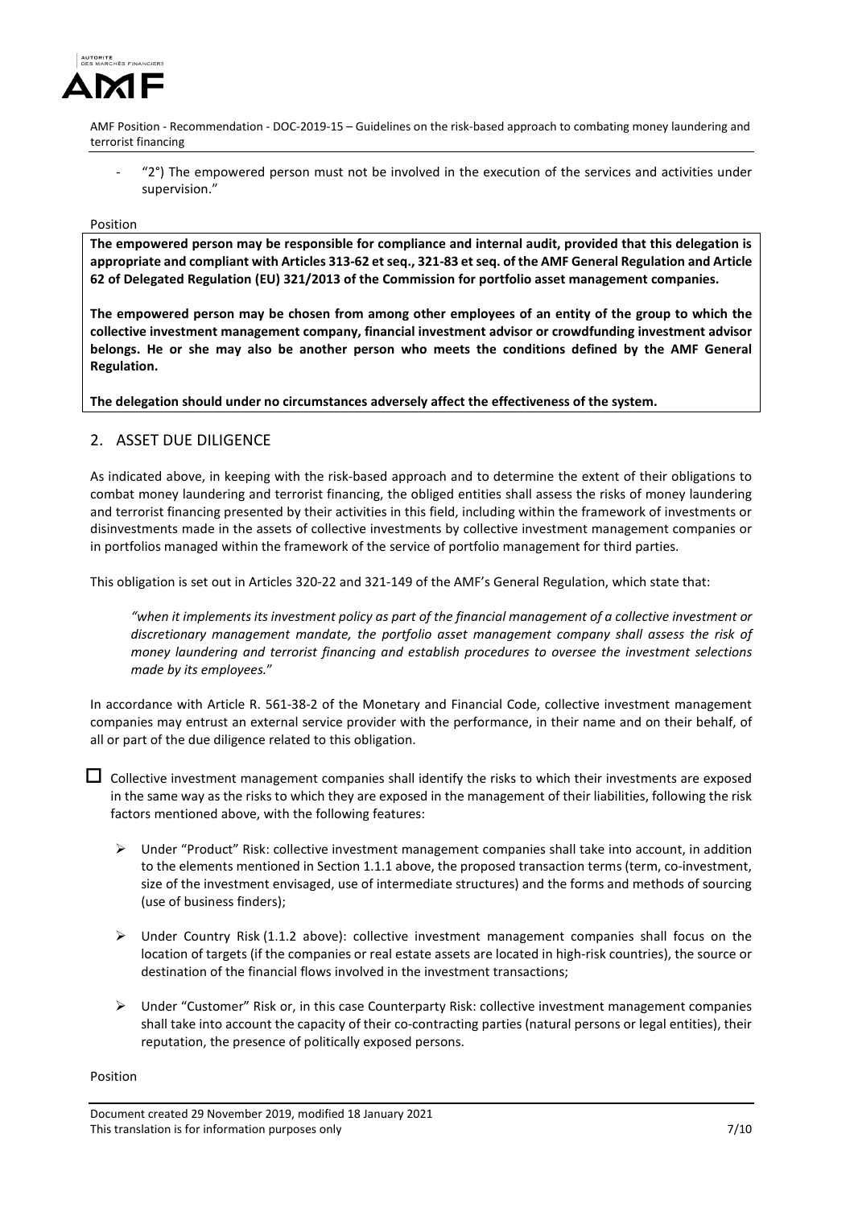- "2°) The empowered person must not be involved in the execution of the services and activities under supervision."

Position

**The empowered person may be responsible for compliance and internal audit, provided that this delegation is appropriate and compliant with Articles 313-62 et seq., 321-83 et seq. of the AMF General Regulation and Article 62 of Delegated Regulation (EU) 321/2013 of the Commission for portfolio asset management companies.**

**The empowered person may be chosen from among other employees of an entity of the group to which the collective investment management company, financial investment advisor or crowdfunding investment advisor belongs. He or she may also be another person who meets the conditions defined by the AMF General Regulation.**

**The delegation should under no circumstances adversely affect the effectiveness of the system.**

## 2. ASSET DUE DILIGENCE

As indicated above, in keeping with the risk-based approach and to determine the extent of their obligations to combat money laundering and terrorist financing, the obliged entities shall assess the risks of money laundering and terrorist financing presented by their activities in this field, including within the framework of investments or disinvestments made in the assets of collective investments by collective investment management companies or in portfolios managed within the framework of the service of portfolio management for third parties.

This obligation is set out in Articles 320-22 and 321-149 of the AMF's General Regulation, which state that:

> *"when it implements its investment policy as part of the financial management of a collective investment or discretionary management mandate, the portfolio asset management company shall assess the risk of money laundering and terrorist financing and establish procedures to oversee the investment selections made by its employees.*"

In accordance with Article R. 561-38-2 of the Monetary and Financial Code, collective investment management companies may entrust an external service provider with the performance, in their name and on their behalf, of all or part of the due diligence related to this obligation.

- ☐ Collective investment management companies shall identify the risks to which their investments are exposed in the same way as the risks to which they are exposed in the management of their liabilities, following the risk factors mentioned above, with the following features:

  - Under "Product" Risk: collective investment management companies shall take into account, in addition to the elements mentioned in Section 1.1.1 above, the proposed transaction terms (term, co-investment, size of the investment envisaged, use of intermediate structures) and the forms and methods of sourcing (use of business finders);

  - Under Country Risk (1.1.2 above): collective investment management companies shall focus on the location of targets (if the companies or real estate assets are located in high-risk countries), the source or destination of the financial flows involved in the investment transactions;

  - Under "Customer" Risk or, in this case Counterparty Risk: collective investment management companies shall take into account the capacity of their co-contracting parties (natural persons or legal entities), their reputation, the presence of politically exposed persons.

Position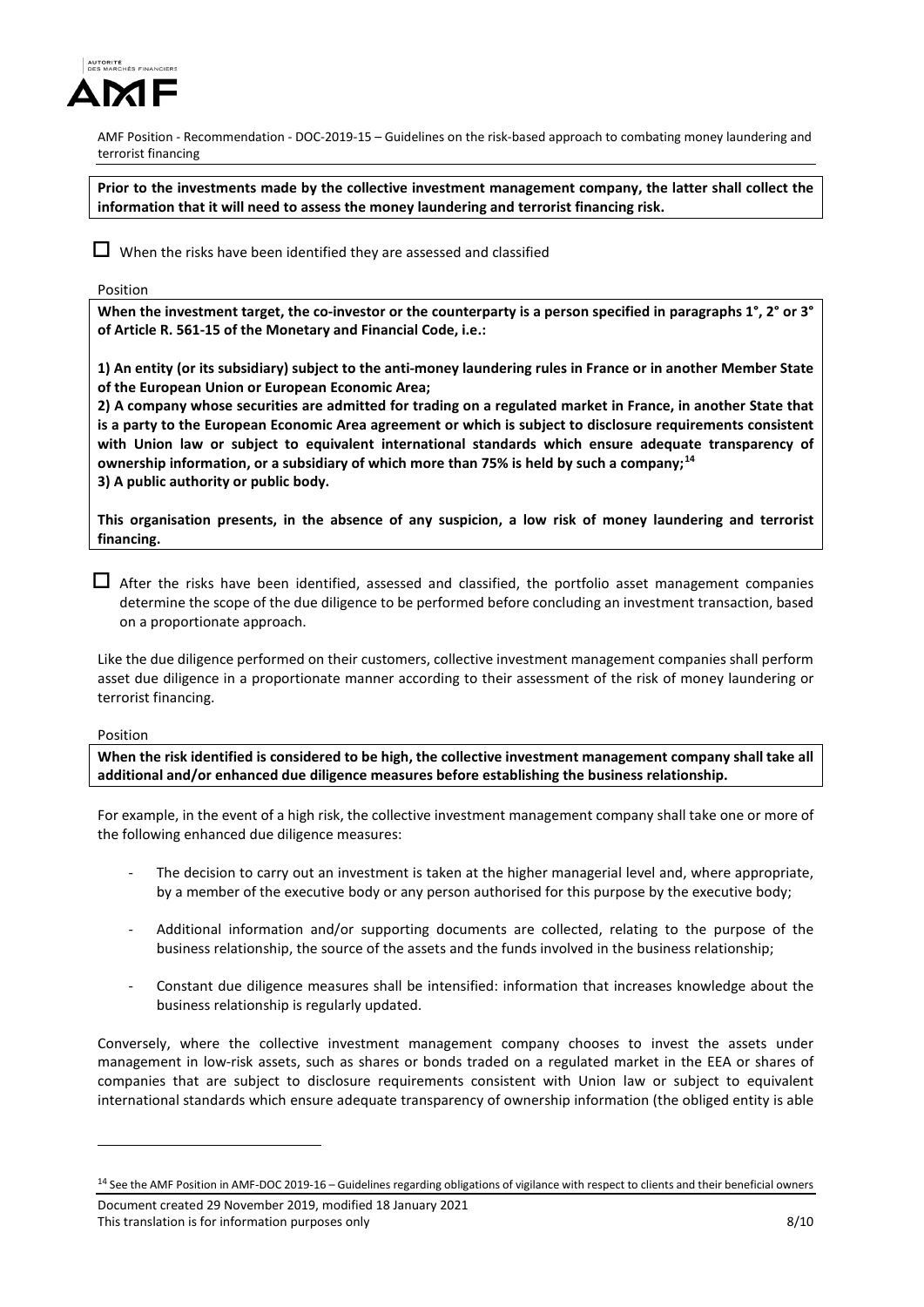**Prior to the investments made by the collective investment management company, the latter shall collect the information that it will need to assess the money laundering and terrorist financing risk.**

☐ When the risks have been identified they are assessed and classified

Position

**When the investment target, the co-investor or the counterparty is a person specified in paragraphs 1°, 2° or 3° of Article R. 561-15 of the Monetary and Financial Code, i.e.:**

**1) An entity (or its subsidiary) subject to the anti-money laundering rules in France or in another Member State of the European Union or European Economic Area;**
**2) A company whose securities are admitted for trading on a regulated market in France, in another State that is a party to the European Economic Area agreement or which is subject to disclosure requirements consistent with Union law or subject to equivalent international standards which ensure adequate transparency of ownership information, or a subsidiary of which more than 75% is held by such a company;[14]**
**3) A public authority or public body.**

**This organisation presents, in the absence of any suspicion, a low risk of money laundering and terrorist financing.**

☐ After the risks have been identified, assessed and classified, the portfolio asset management companies determine the scope of the due diligence to be performed before concluding an investment transaction, based on a proportionate approach.

Like the due diligence performed on their customers, collective investment management companies shall perform asset due diligence in a proportionate manner according to their assessment of the risk of money laundering or terrorist financing.

Position

**When the risk identified is considered to be high, the collective investment management company shall take all additional and/or enhanced due diligence measures before establishing the business relationship.**

For example, in the event of a high risk, the collective investment management company shall take one or more of the following enhanced due diligence measures:

- The decision to carry out an investment is taken at the higher managerial level and, where appropriate, by a member of the executive body or any person authorised for this purpose by the executive body;
- Additional information and/or supporting documents are collected, relating to the purpose of the business relationship, the source of the assets and the funds involved in the business relationship;
- Constant due diligence measures shall be intensified: information that increases knowledge about the business relationship is regularly updated.

Conversely, where the collective investment management company chooses to invest the assets under management in low-risk assets, such as shares or bonds traded on a regulated market in the EEA or shares of companies that are subject to disclosure requirements consistent with Union law or subject to equivalent international standards which ensure adequate transparency of ownership information (the obliged entity is able

---

[14] See the AMF Position in AMF-DOC 2019-16 – Guidelines regarding obligations of vigilance with respect to clients and their beneficial owners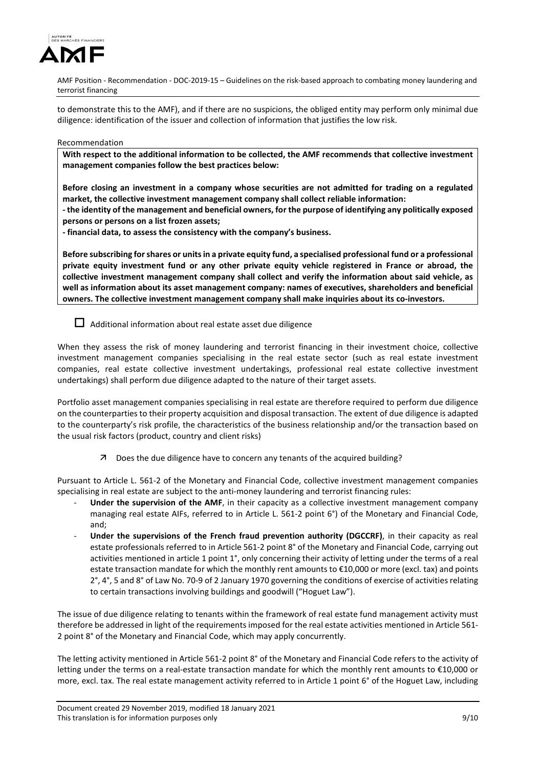to demonstrate this to the AMF), and if there are no suspicions, the obliged entity may perform only minimal due diligence: identification of the issuer and collection of information that justifies the low risk.

Recommendation

**With respect to the additional information to be collected, the AMF recommends that collective investment management companies follow the best practices below:**

**Before closing an investment in a company whose securities are not admitted for trading on a regulated market, the collective investment management company shall collect reliable information:**
**- the identity of the management and beneficial owners, for the purpose of identifying any politically exposed persons or persons on a list frozen assets;**
**- financial data, to assess the consistency with the company's business.**

**Before subscribing for shares or units in a private equity fund, a specialised professional fund or a professional private equity investment fund or any other private equity vehicle registered in France or abroad, the collective investment management company shall collect and verify the information about said vehicle, as well as information about its asset management company: names of executives, shareholders and beneficial owners. The collective investment management company shall make inquiries about its co-investors.**

☐ Additional information about real estate asset due diligence

When they assess the risk of money laundering and terrorist financing in their investment choice, collective investment management companies specialising in the real estate sector (such as real estate investment companies, real estate collective investment undertakings, professional real estate collective investment undertakings) shall perform due diligence adapted to the nature of their target assets.

Portfolio asset management companies specialising in real estate are therefore required to perform due diligence on the counterparties to their property acquisition and disposal transaction. The extent of due diligence is adapted to the counterparty's risk profile, the characteristics of the business relationship and/or the transaction based on the usual risk factors (product, country and client risks)

↗ Does the due diligence have to concern any tenants of the acquired building?

Pursuant to Article L. 561-2 of the Monetary and Financial Code, collective investment management companies specialising in real estate are subject to the anti-money laundering and terrorist financing rules:

- **Under the supervision of the AMF**, in their capacity as a collective investment management company managing real estate AIFs, referred to in Article L. 561-2 point 6°) of the Monetary and Financial Code, and;
- **Under the supervisions of the French fraud prevention authority (DGCCRF)**, in their capacity as real estate professionals referred to in Article 561-2 point 8° of the Monetary and Financial Code, carrying out activities mentioned in article 1 point 1°, only concerning their activity of letting under the terms of a real estate transaction mandate for which the monthly rent amounts to €10,000 or more (excl. tax) and points 2°, 4°, 5 and 8° of Law No. 70-9 of 2 January 1970 governing the conditions of exercise of activities relating to certain transactions involving buildings and goodwill ("Hoguet Law").

The issue of due diligence relating to tenants within the framework of real estate fund management activity must therefore be addressed in light of the requirements imposed for the real estate activities mentioned in Article 561-2 point 8° of the Monetary and Financial Code, which may apply concurrently.

The letting activity mentioned in Article 561-2 point 8° of the Monetary and Financial Code refers to the activity of letting under the terms on a real-estate transaction mandate for which the monthly rent amounts to €10,000 or more, excl. tax. The real estate management activity referred to in Article 1 point 6° of the Hoguet Law, including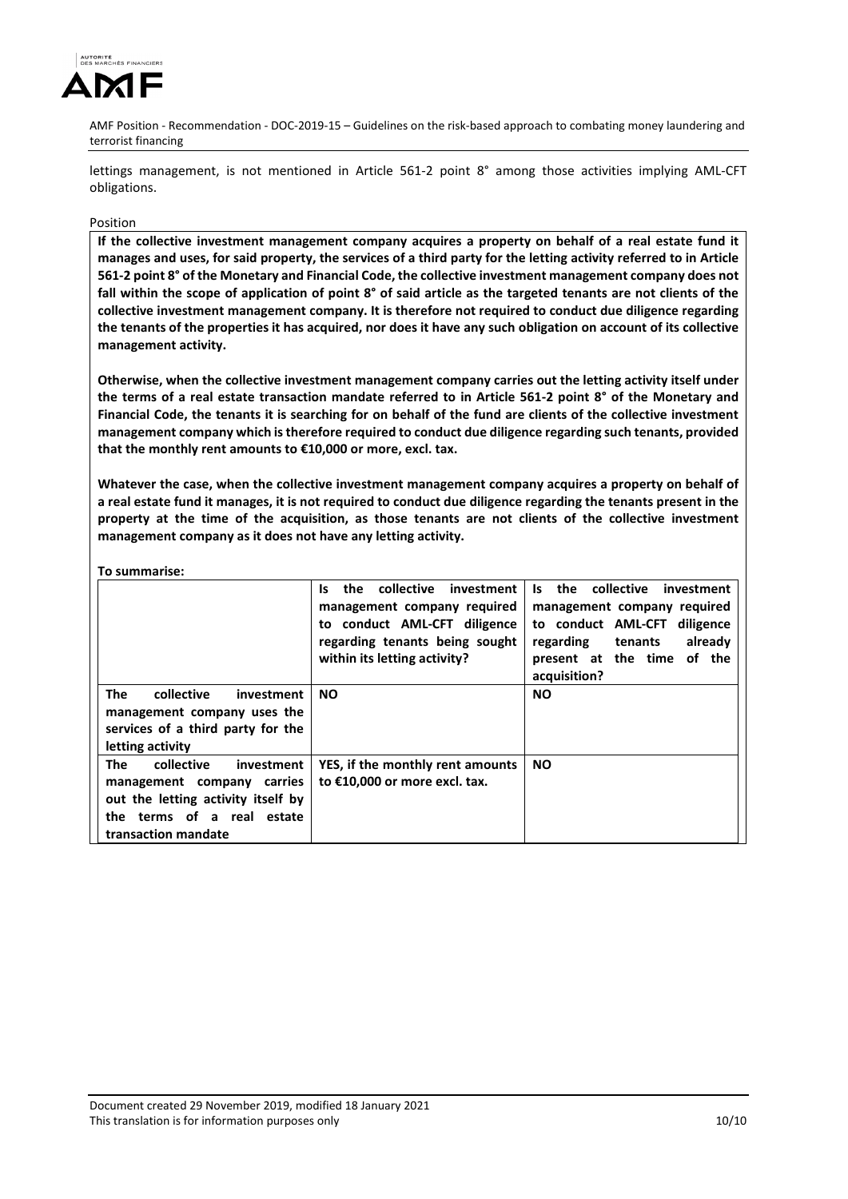lettings management, is not mentioned in Article 561-2 point 8° among those activities implying AML-CFT obligations.

Position

**If the collective investment management company acquires a property on behalf of a real estate fund it manages and uses, for said property, the services of a third party for the letting activity referred to in Article 561-2 point 8° of the Monetary and Financial Code, the collective investment management company does not fall within the scope of application of point 8° of said article as the targeted tenants are not clients of the collective investment management company. It is therefore not required to conduct due diligence regarding the tenants of the properties it has acquired, nor does it have any such obligation on account of its collective management activity.**

**Otherwise, when the collective investment management company carries out the letting activity itself under the terms of a real estate transaction mandate referred to in Article 561-2 point 8° of the Monetary and Financial Code, the tenants it is searching for on behalf of the fund are clients of the collective investment management company which is therefore required to conduct due diligence regarding such tenants, provided that the monthly rent amounts to €10,000 or more, excl. tax.**

**Whatever the case, when the collective investment management company acquires a property on behalf of a real estate fund it manages, it is not required to conduct due diligence regarding the tenants present in the property at the time of the acquisition, as those tenants are not clients of the collective investment management company as it does not have any letting activity.**

**To summarise:**

| | **Is the collective investment management company required to conduct AML-CFT diligence regarding tenants being sought within its letting activity?** | **Is the collective investment management company required to conduct AML-CFT diligence regarding tenants already present at the time of the acquisition?** |
|---|---|---|
| **The collective investment management company uses the services of a third party for the letting activity** | **NO** | **NO** |
| **The collective investment management company carries out the letting activity itself by the terms of a real estate transaction mandate** | **YES, if the monthly rent amounts to €10,000 or more excl. tax.** | **NO** |